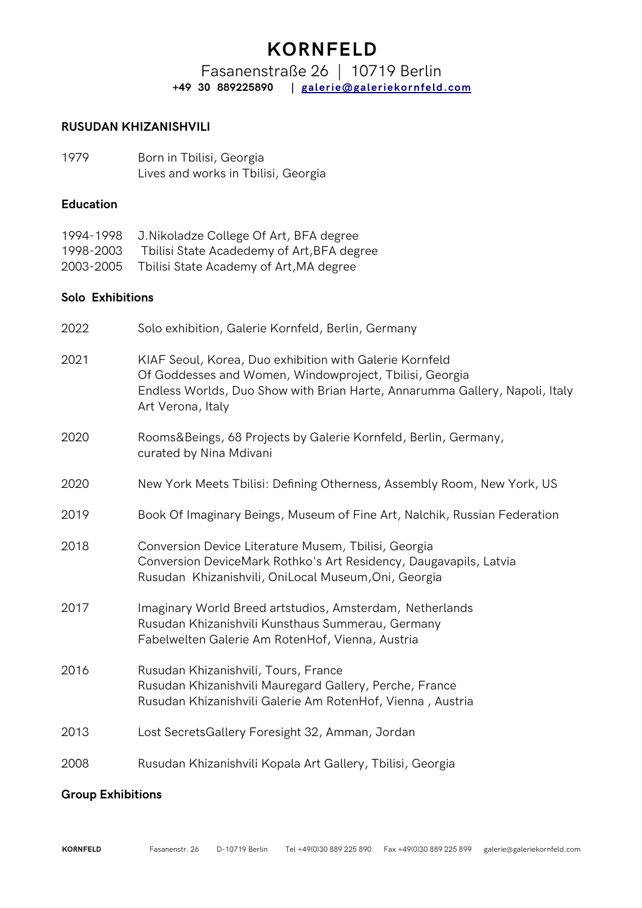# KORNFELD

Fasanenstraße 26 | 10719 Berlin
**+49 30 889225890 | galerie@galeriekornfeld.com**

## RUSUDAN KHIZANISHVILI

| | |
|---|---|
| 1979 | Born in Tbilisi, Georgia<br>Lives and works in Tbilisi, Georgia |

### Education

| | |
|---|---|
| 1994-1998 | J.Nikoladze College Of Art, BFA degree |
| 1998-2003 | Tbilisi State Acadedemy of Art,BFA degree |
| 2003-2005 | Tbilisi State Academy of Art,MA degree |

### Solo Exhibitions

| | |
|---|---|
| 2022 | Solo exhibition, Galerie Kornfeld, Berlin, Germany |
| 2021 | KIAF Seoul, Korea, Duo exhibition with Galerie Kornfeld<br>Of Goddesses and Women, Windowproject, Tbilisi, Georgia<br>Endless Worlds, Duo Show with Brian Harte, Annarumma Gallery, Napoli, Italy<br>Art Verona, Italy |
| 2020 | Rooms&Beings, 68 Projects by Galerie Kornfeld, Berlin, Germany, curated by Nina Mdivani |
| 2020 | New York Meets Tbilisi: Defining Otherness, Assembly Room, New York, US |
| 2019 | Book Of Imaginary Beings, Museum of Fine Art, Nalchik, Russian Federation |
| 2018 | Conversion Device Literature Musem, Tbilisi, Georgia<br>Conversion DeviceMark Rothko's Art Residency, Daugavapils, Latvia<br>Rusudan Khizanishvili, OniLocal Museum,Oni, Georgia |
| 2017 | Imaginary World Breed artstudios, Amsterdam, Netherlands<br>Rusudan Khizanishvili Kunsthaus Summerau, Germany<br>Fabelwelten Galerie Am RotenHof, Vienna, Austria |
| 2016 | Rusudan Khizanishvili, Tours, France<br>Rusudan Khizanishvili Mauregard Gallery, Perche, France<br>Rusudan Khizanishvili Galerie Am RotenHof, Vienna , Austria |
| 2013 | Lost SecretsGallery Foresight 32, Amman, Jordan |
| 2008 | Rusudan Khizanishvili Kopala Art Gallery, Tbilisi, Georgia |

### Group Exhibitions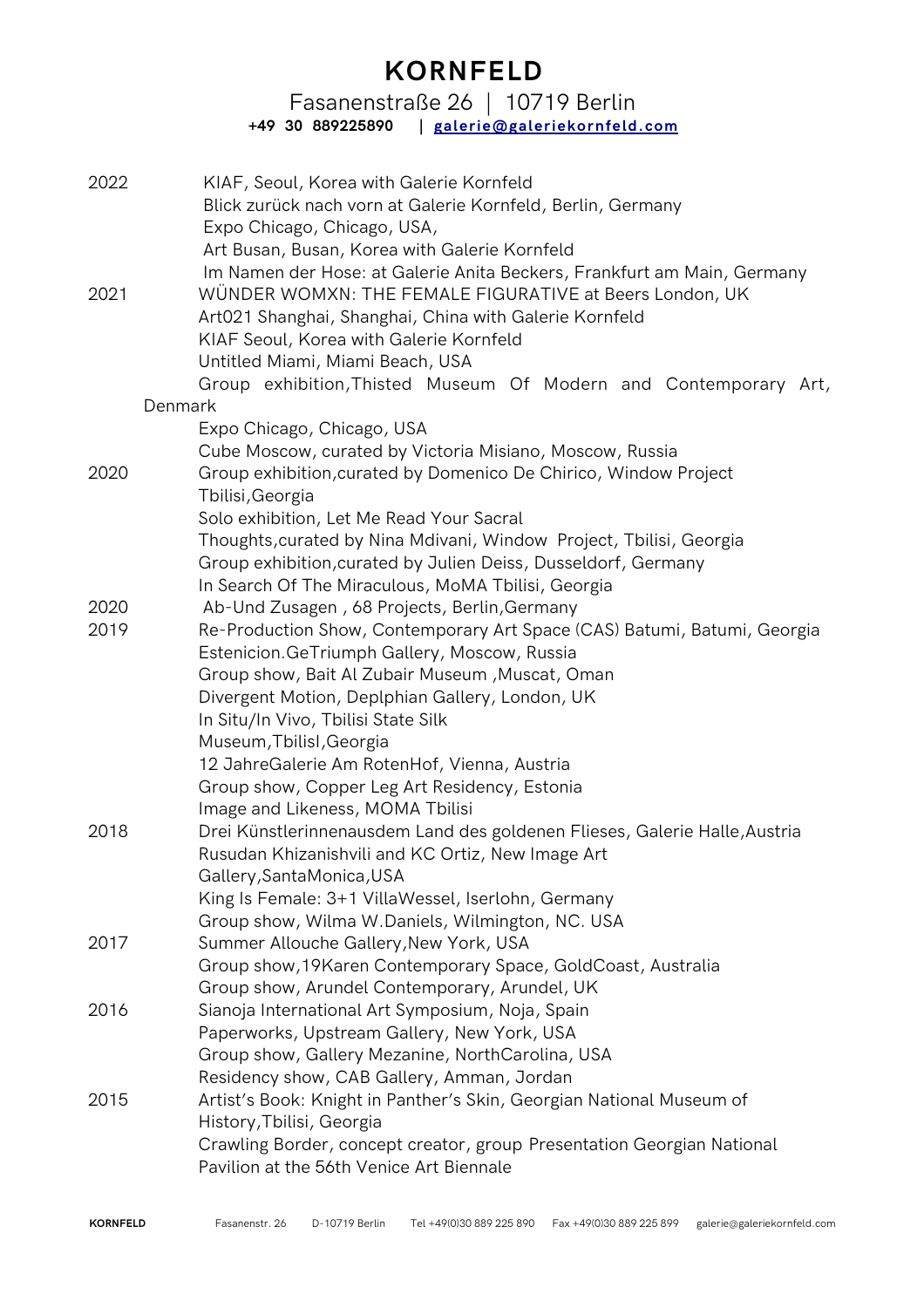# KORNFELD

Fasanenstraße 26 | 10719 Berlin
**+49 30 889225890 | galerie@galeriekornfeld.com**

| | |
|---|---|
| 2022 | KIAF, Seoul, Korea with Galerie Kornfeld |
| | Blick zurück nach vorn at Galerie Kornfeld, Berlin, Germany |
| | Expo Chicago, Chicago, USA, |
| | Art Busan, Busan, Korea with Galerie Kornfeld |
| | Im Namen der Hose: at Galerie Anita Beckers, Frankfurt am Main, Germany |
| 2021 | WÜNDER WOMXN: THE FEMALE FIGURATIVE at Beers London, UK |
| | Art021 Shanghai, Shanghai, China with Galerie Kornfeld |
| | KIAF Seoul, Korea with Galerie Kornfeld |
| | Untitled Miami, Miami Beach, USA |
| | Group exhibition,Thisted Museum Of Modern and Contemporary Art, Denmark |
| | Expo Chicago, Chicago, USA |
| | Cube Moscow, curated by Victoria Misiano, Moscow, Russia |
| 2020 | Group exhibition,curated by Domenico De Chirico, Window Project Tbilisi,Georgia |
| | Solo exhibition, Let Me Read Your Sacral Thoughts,curated by Nina Mdivani, Window Project, Tbilisi, Georgia |
| | Group exhibition,curated by Julien Deiss, Dusseldorf, Germany |
| | In Search Of The Miraculous, MoMA Tbilisi, Georgia |
| 2020 | Ab-Und Zusagen , 68 Projects, Berlin,Germany |
| 2019 | Re-Production Show, Contemporary Art Space (CAS) Batumi, Batumi, Georgia |
| | Estenicion.GeTriumph Gallery, Moscow, Russia |
| | Group show, Bait Al Zubair Museum ,Muscat, Oman |
| | Divergent Motion, Deplphian Gallery, London, UK |
| | In Situ/In Vivo, Tbilisi State Silk Museum,TbilisI,Georgia |
| | 12 JahreGalerie Am RotenHof, Vienna, Austria |
| | Group show, Copper Leg Art Residency, Estonia |
| | Image and Likeness, MOMA Tbilisi |
| 2018 | Drei Künstlerinnenausdem Land des goldenen Flieses, Galerie Halle,Austria |
| | Rusudan Khizanishvili and KC Ortiz, New Image Art Gallery,SantaMonica,USA |
| | King Is Female: 3+1 VillaWessel, Iserlohn, Germany |
| | Group show, Wilma W.Daniels, Wilmington, NC. USA |
| 2017 | Summer Allouche Gallery,New York, USA |
| | Group show,19Karen Contemporary Space, GoldCoast, Australia |
| | Group show, Arundel Contemporary, Arundel, UK |
| 2016 | Sianoja International Art Symposium, Noja, Spain |
| | Paperworks, Upstream Gallery, New York, USA |
| | Group show, Gallery Mezanine, NorthCarolina, USA |
| | Residency show, CAB Gallery, Amman, Jordan |
| 2015 | Artist's Book: Knight in Panther's Skin, Georgian National Museum of History,Tbilisi, Georgia |
| | Crawling Border, concept creator, group Presentation Georgian National Pavilion at the 56th Venice Art Biennale |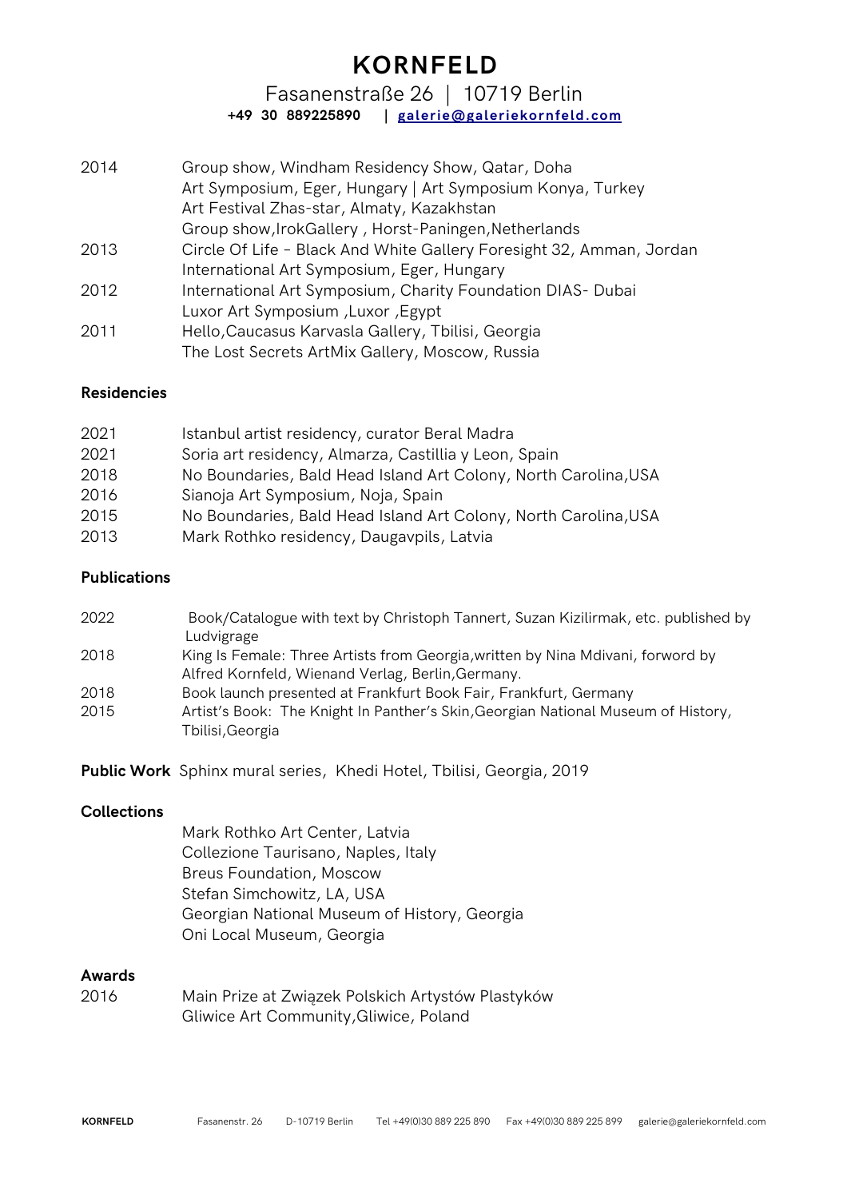2014 Group show, Windham Residency Show, Qatar, Doha
Art Symposium, Eger, Hungary | Art Symposium Konya, Turkey
Art Festival Zhas-star, Almaty, Kazakhstan
Group show,IrokGallery , Horst-Paningen,Netherlands

2013 Circle Of Life - Black And White Gallery Foresight 32, Amman, Jordan
International Art Symposium, Eger, Hungary

2012 International Art Symposium, Charity Foundation DIAS- Dubai
Luxor Art Symposium ,Luxor ,Egypt

2011 Hello,Caucasus Karvasla Gallery, Tbilisi, Georgia
The Lost Secrets ArtMix Gallery, Moscow, Russia

**Residencies**

2021 Istanbul artist residency, curator Beral Madra
2021 Soria art residency, Almarza, Castillia y Leon, Spain
2018 No Boundaries, Bald Head Island Art Colony, North Carolina,USA
2016 Sianoja Art Symposium, Noja, Spain
2015 No Boundaries, Bald Head Island Art Colony, North Carolina,USA
2013 Mark Rothko residency, Daugavpils, Latvia

**Publications**

2022 Book/Catalogue with text by Christoph Tannert, Suzan Kizilirmak, etc. published by Ludvigrage

2018 King Is Female: Three Artists from Georgia,written by Nina Mdivani, forword by Alfred Kornfeld, Wienand Verlag, Berlin,Germany.

2018 Book launch presented at Frankfurt Book Fair, Frankfurt, Germany

2015 Artist's Book: The Knight In Panther's Skin,Georgian National Museum of History, Tbilisi,Georgia

**Public Work** Sphinx mural series, Khedi Hotel, Tbilisi, Georgia, 2019

**Collections**

Mark Rothko Art Center, Latvia
Collezione Taurisano, Naples, Italy
Breus Foundation, Moscow
Stefan Simchowitz, LA, USA
Georgian National Museum of History, Georgia
Oni Local Museum, Georgia

**Awards**

2016 Main Prize at Związek Polskich Artystów Plastyków
Gliwice Art Community,Gliwice, Poland